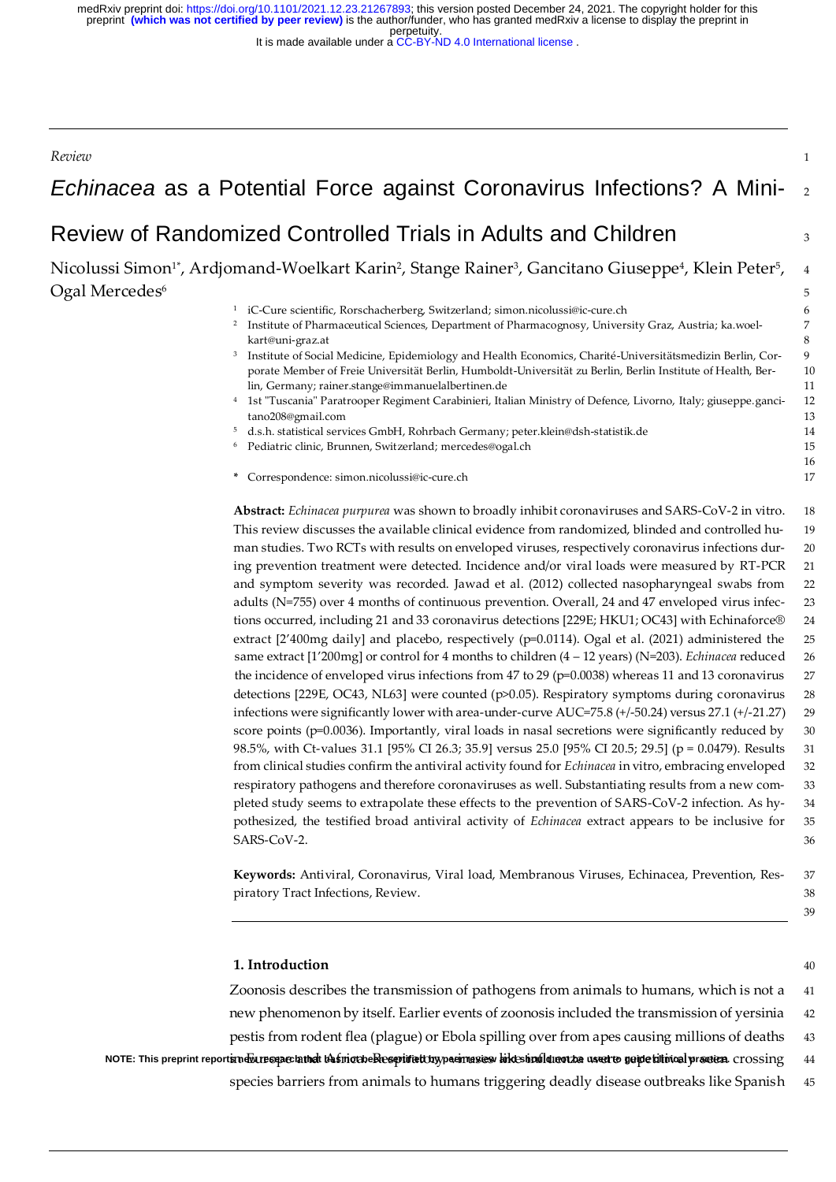Review

# *Echinacea* as a Potential Force against Coronavirus Infections? A Mini-Review of Randomized Controlled Trials in Adults and Children

Nicolussi Simon[1*], Ardjomand-Woelkart Karin[2], Stange Rainer[3], Gancitano Giuseppe[4], Klein Peter[5], Ogal Mercedes[6]

[1] iC-Cure scientific, Rorschacherberg, Switzerland; simon.nicolussi@ic-cure.ch
[2] Institute of Pharmaceutical Sciences, Department of Pharmacognosy, University Graz, Austria; ka.woelkart@uni-graz.at
[3] Institute of Social Medicine, Epidemiology and Health Economics, Charité-Universitätsmedizin Berlin, Corporate Member of Freie Universität Berlin, Humboldt-Universität zu Berlin, Berlin Institute of Health, Berlin, Germany; rainer.stange@immanuelalbertinen.de
[4] 1st "Tuscania" Paratrooper Regiment Carabinieri, Italian Ministry of Defence, Livorno, Italy; giuseppe.gancitano208@gmail.com
[5] d.s.h. statistical services GmbH, Rohrbach Germany; peter.klein@dsh-statistik.de
[6] Pediatric clinic, Brunnen, Switzerland; mercedes@ogal.ch

\* Correspondence: simon.nicolussi@ic-cure.ch

**Abstract:** *Echinacea purpurea* was shown to broadly inhibit coronaviruses and SARS-CoV-2 in vitro. This review discusses the available clinical evidence from randomized, blinded and controlled human studies. Two RCTs with results on enveloped viruses, respectively coronavirus infections during prevention treatment were detected. Incidence and/or viral loads were measured by RT-PCR and symptom severity was recorded. Jawad et al. (2012) collected nasopharyngeal swabs from adults (N=755) over 4 months of continuous prevention. Overall, 24 and 47 enveloped virus infections occurred, including 21 and 33 coronavirus detections [229E; HKU1; OC43] with Echinaforce® extract [2'400mg daily] and placebo, respectively (p=0.0114). Ogal et al. (2021) administered the same extract [1'200mg] or control for 4 months to children (4 – 12 years) (N=203). *Echinacea* reduced the incidence of enveloped virus infections from 47 to 29 (p=0.0038) whereas 11 and 13 coronavirus detections [229E, OC43, NL63] were counted (p>0.05). Respiratory symptoms during coronavirus infections were significantly lower with area-under-curve AUC=75.8 (+/-50.24) versus 27.1 (+/-21.27) score points (p=0.0036). Importantly, viral loads in nasal secretions were significantly reduced by 98.5%, with Ct-values 31.1 [95% CI 26.3; 35.9] versus 25.0 [95% CI 20.5; 29.5] (p = 0.0479). Results from clinical studies confirm the antiviral activity found for *Echinacea* in vitro, embracing enveloped respiratory pathogens and therefore coronaviruses as well. Substantiating results from a new completed study seems to extrapolate these effects to the prevention of SARS-CoV-2 infection. As hypothesized, the testified broad antiviral activity of *Echinacea* extract appears to be inclusive for SARS-CoV-2.

**Keywords:** Antiviral, Coronavirus, Viral load, Membranous Viruses, Echinacea, Prevention, Respiratory Tract Infections, Review.

## 1. Introduction

Zoonosis describes the transmission of pathogens from animals to humans, which is not a new phenomenon by itself. Earlier events of zoonosis included the transmission of yersinia pestis from rodent flea (plague) or Ebola spilling over from apes causing millions of deaths in Europe and Africa. Respiratory viruses like influenza used to be repetitively crossing species barriers from animals to humans triggering deadly disease outbreaks like Spanish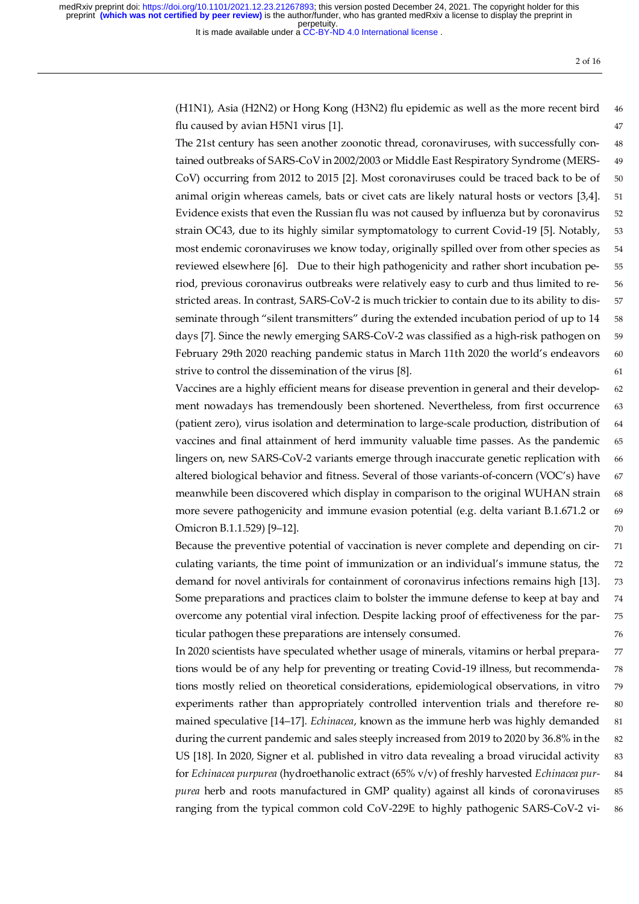(H1N1), Asia (H2N2) or Hong Kong (H3N2) flu epidemic as well as the more recent bird flu caused by avian H5N1 virus [1].

The 21st century has seen another zoonotic thread, coronaviruses, with successfully contained outbreaks of SARS-CoV in 2002/2003 or Middle East Respiratory Syndrome (MERS-CoV) occurring from 2012 to 2015 [2]. Most coronaviruses could be traced back to be of animal origin whereas camels, bats or civet cats are likely natural hosts or vectors [3,4]. Evidence exists that even the Russian flu was not caused by influenza but by coronavirus strain OC43, due to its highly similar symptomatology to current Covid-19 [5]. Notably, most endemic coronaviruses we know today, originally spilled over from other species as reviewed elsewhere [6]. Due to their high pathogenicity and rather short incubation period, previous coronavirus outbreaks were relatively easy to curb and thus limited to restricted areas. In contrast, SARS-CoV-2 is much trickier to contain due to its ability to disseminate through "silent transmitters" during the extended incubation period of up to 14 days [7]. Since the newly emerging SARS-CoV-2 was classified as a high-risk pathogen on February 29th 2020 reaching pandemic status in March 11th 2020 the world's endeavors strive to control the dissemination of the virus [8].

Vaccines are a highly efficient means for disease prevention in general and their development nowadays has tremendously been shortened. Nevertheless, from first occurrence (patient zero), virus isolation and determination to large-scale production, distribution of vaccines and final attainment of herd immunity valuable time passes. As the pandemic lingers on, new SARS-CoV-2 variants emerge through inaccurate genetic replication with altered biological behavior and fitness. Several of those variants-of-concern (VOC's) have meanwhile been discovered which display in comparison to the original WUHAN strain more severe pathogenicity and immune evasion potential (e.g. delta variant B.1.671.2 or Omicron B.1.1.529) [9–12].

Because the preventive potential of vaccination is never complete and depending on circulating variants, the time point of immunization or an individual's immune status, the demand for novel antivirals for containment of coronavirus infections remains high [13]. Some preparations and practices claim to bolster the immune defense to keep at bay and overcome any potential viral infection. Despite lacking proof of effectiveness for the particular pathogen these preparations are intensely consumed.

In 2020 scientists have speculated whether usage of minerals, vitamins or herbal preparations would be of any help for preventing or treating Covid-19 illness, but recommendations mostly relied on theoretical considerations, epidemiological observations, in vitro experiments rather than appropriately controlled intervention trials and therefore remained speculative [14–17]. *Echinacea*, known as the immune herb was highly demanded during the current pandemic and sales steeply increased from 2019 to 2020 by 36.8% in the US [18]. In 2020, Signer et al. published in vitro data revealing a broad virucidal activity for *Echinacea purpurea* (hydroethanolic extract (65% v/v) of freshly harvested *Echinacea purpurea* herb and roots manufactured in GMP quality) against all kinds of coronaviruses ranging from the typical common cold CoV-229E to highly pathogenic SARS-CoV-2 vi-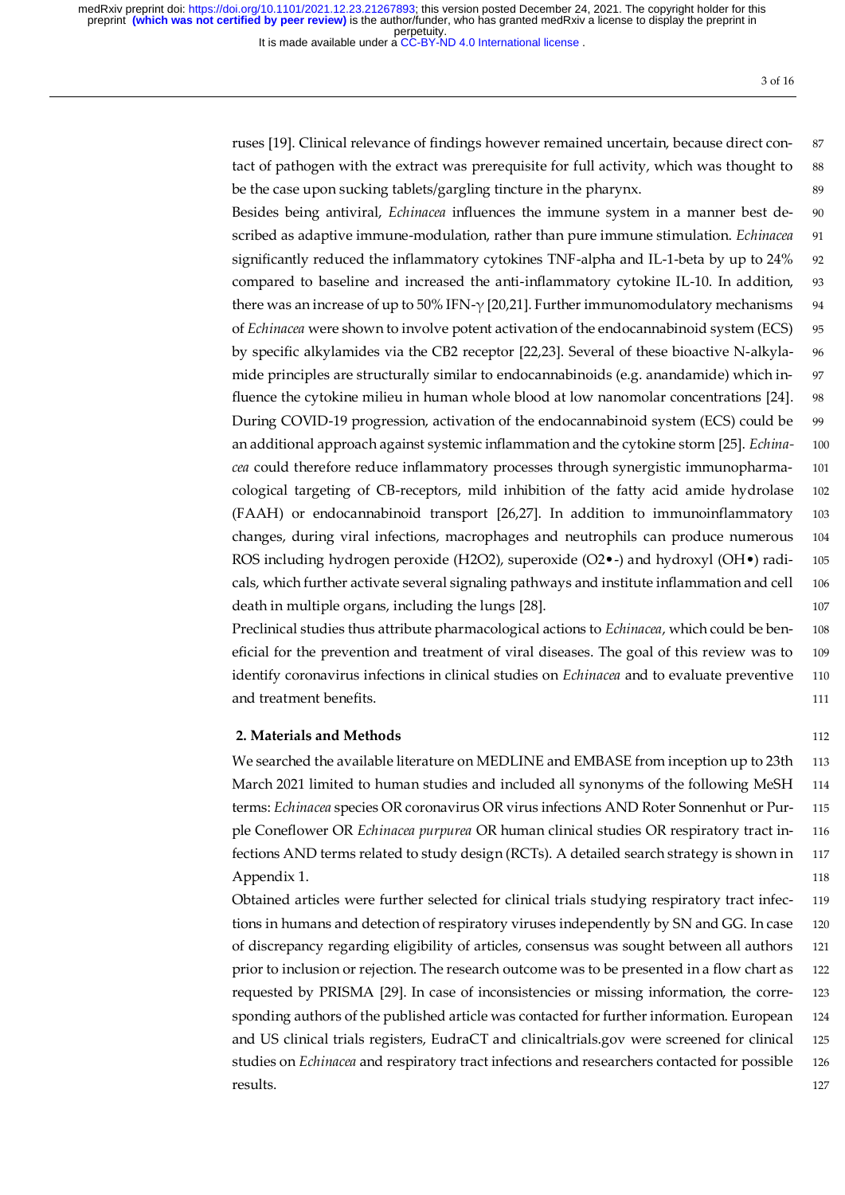ruses [19]. Clinical relevance of findings however remained uncertain, because direct contact of pathogen with the extract was prerequisite for full activity, which was thought to be the case upon sucking tablets/gargling tincture in the pharynx.

Besides being antiviral, *Echinacea* influences the immune system in a manner best described as adaptive immune-modulation, rather than pure immune stimulation. *Echinacea* significantly reduced the inflammatory cytokines TNF-alpha and IL-1-beta by up to 24% compared to baseline and increased the anti-inflammatory cytokine IL-10. In addition, there was an increase of up to 50% IFN-$\gamma$ [20,21]. Further immunomodulatory mechanisms of *Echinacea* were shown to involve potent activation of the endocannabinoid system (ECS) by specific alkylamides via the CB2 receptor [22,23]. Several of these bioactive N-alkylamide principles are structurally similar to endocannabinoids (e.g. anandamide) which influence the cytokine milieu in human whole blood at low nanomolar concentrations [24]. During COVID-19 progression, activation of the endocannabinoid system (ECS) could be an additional approach against systemic inflammation and the cytokine storm [25]. *Echinacea* could therefore reduce inflammatory processes through synergistic immunopharmacological targeting of CB-receptors, mild inhibition of the fatty acid amide hydrolase (FAAH) or endocannabinoid transport [26,27]. In addition to immunoinflammatory changes, during viral infections, macrophages and neutrophils can produce numerous ROS including hydrogen peroxide ($H_2O_2$), superoxide ($O_2\bullet^-$) and hydroxyl ($OH\bullet$) radicals, which further activate several signaling pathways and institute inflammation and cell death in multiple organs, including the lungs [28].

Preclinical studies thus attribute pharmacological actions to *Echinacea*, which could be beneficial for the prevention and treatment of viral diseases. The goal of this review was to identify coronavirus infections in clinical studies on *Echinacea* and to evaluate preventive and treatment benefits.

## 2. Materials and Methods

We searched the available literature on MEDLINE and EMBASE from inception up to 23th March 2021 limited to human studies and included all synonyms of the following MeSH terms: *Echinacea* species OR coronavirus OR virus infections AND Roter Sonnenhut or Purple Coneflower OR *Echinacea purpurea* OR human clinical studies OR respiratory tract infections AND terms related to study design (RCTs). A detailed search strategy is shown in Appendix 1.

Obtained articles were further selected for clinical trials studying respiratory tract infections in humans and detection of respiratory viruses independently by SN and GG. In case of discrepancy regarding eligibility of articles, consensus was sought between all authors prior to inclusion or rejection. The research outcome was to be presented in a flow chart as requested by PRISMA [29]. In case of inconsistencies or missing information, the corresponding authors of the published article was contacted for further information. European and US clinical trials registers, EudraCT and clinicaltrials.gov were screened for clinical studies on *Echinacea* and respiratory tract infections and researchers contacted for possible results.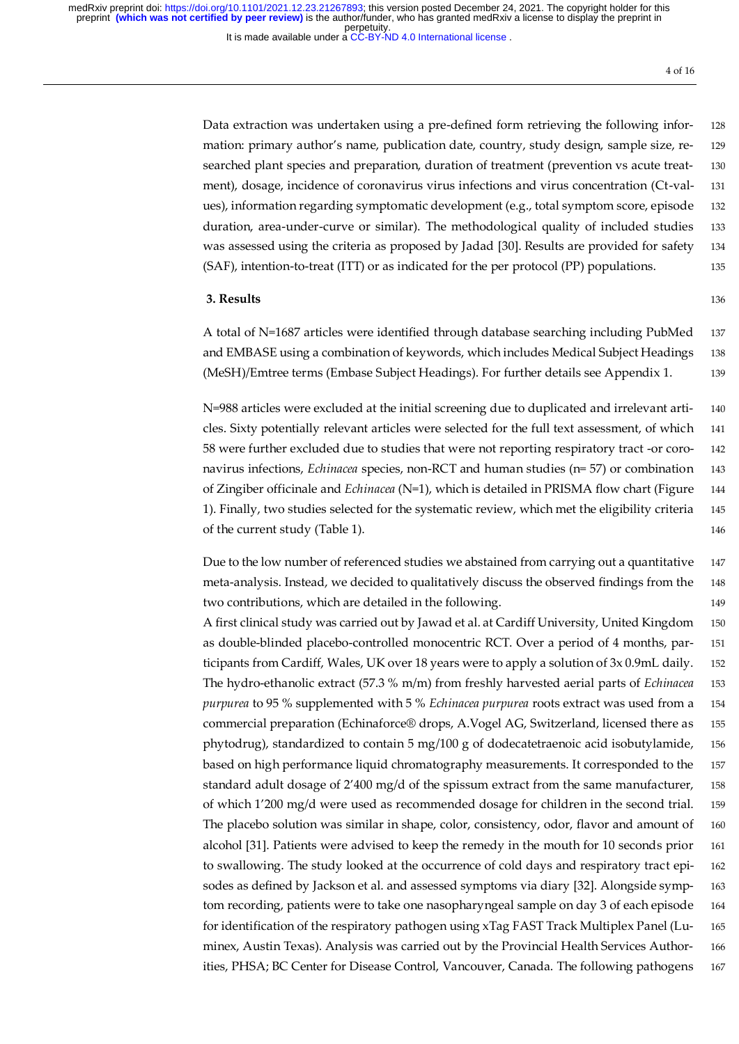Data extraction was undertaken using a pre-defined form retrieving the following information: primary author's name, publication date, country, study design, sample size, researched plant species and preparation, duration of treatment (prevention vs acute treatment), dosage, incidence of coronavirus virus infections and virus concentration (Ct-values), information regarding symptomatic development (e.g., total symptom score, episode duration, area-under-curve or similar). The methodological quality of included studies was assessed using the criteria as proposed by Jadad [30]. Results are provided for safety (SAF), intention-to-treat (ITT) or as indicated for the per protocol (PP) populations.

## 3. Results

A total of N=1687 articles were identified through database searching including PubMed and EMBASE using a combination of keywords, which includes Medical Subject Headings (MeSH)/Emtree terms (Embase Subject Headings). For further details see Appendix 1.

N=988 articles were excluded at the initial screening due to duplicated and irrelevant articles. Sixty potentially relevant articles were selected for the full text assessment, of which 58 were further excluded due to studies that were not reporting respiratory tract -or coronavirus infections, *Echinacea* species, non-RCT and human studies (n= 57) or combination of Zingiber officinale and *Echinacea* (N=1), which is detailed in PRISMA flow chart (Figure 1). Finally, two studies selected for the systematic review, which met the eligibility criteria of the current study (Table 1).

Due to the low number of referenced studies we abstained from carrying out a quantitative meta-analysis. Instead, we decided to qualitatively discuss the observed findings from the two contributions, which are detailed in the following.

A first clinical study was carried out by Jawad et al. at Cardiff University, United Kingdom as double-blinded placebo-controlled monocentric RCT. Over a period of 4 months, participants from Cardiff, Wales, UK over 18 years were to apply a solution of 3x 0.9mL daily. The hydro-ethanolic extract (57.3 % m/m) from freshly harvested aerial parts of *Echinacea purpurea* to 95 % supplemented with 5 % *Echinacea purpurea* roots extract was used from a commercial preparation (Echinaforce® drops, A.Vogel AG, Switzerland, licensed there as phytodrug), standardized to contain 5 mg/100 g of dodecatetraenoic acid isobutylamide, based on high performance liquid chromatography measurements. It corresponded to the standard adult dosage of 2'400 mg/d of the spissum extract from the same manufacturer, of which 1'200 mg/d were used as recommended dosage for children in the second trial. The placebo solution was similar in shape, color, consistency, odor, flavor and amount of alcohol [31]. Patients were advised to keep the remedy in the mouth for 10 seconds prior to swallowing. The study looked at the occurrence of cold days and respiratory tract episodes as defined by Jackson et al. and assessed symptoms via diary [32]. Alongside symptom recording, patients were to take one nasopharyngeal sample on day 3 of each episode for identification of the respiratory pathogen using xTag FAST Track Multiplex Panel (Luminex, Austin Texas). Analysis was carried out by the Provincial Health Services Authorities, PHSA; BC Center for Disease Control, Vancouver, Canada. The following pathogens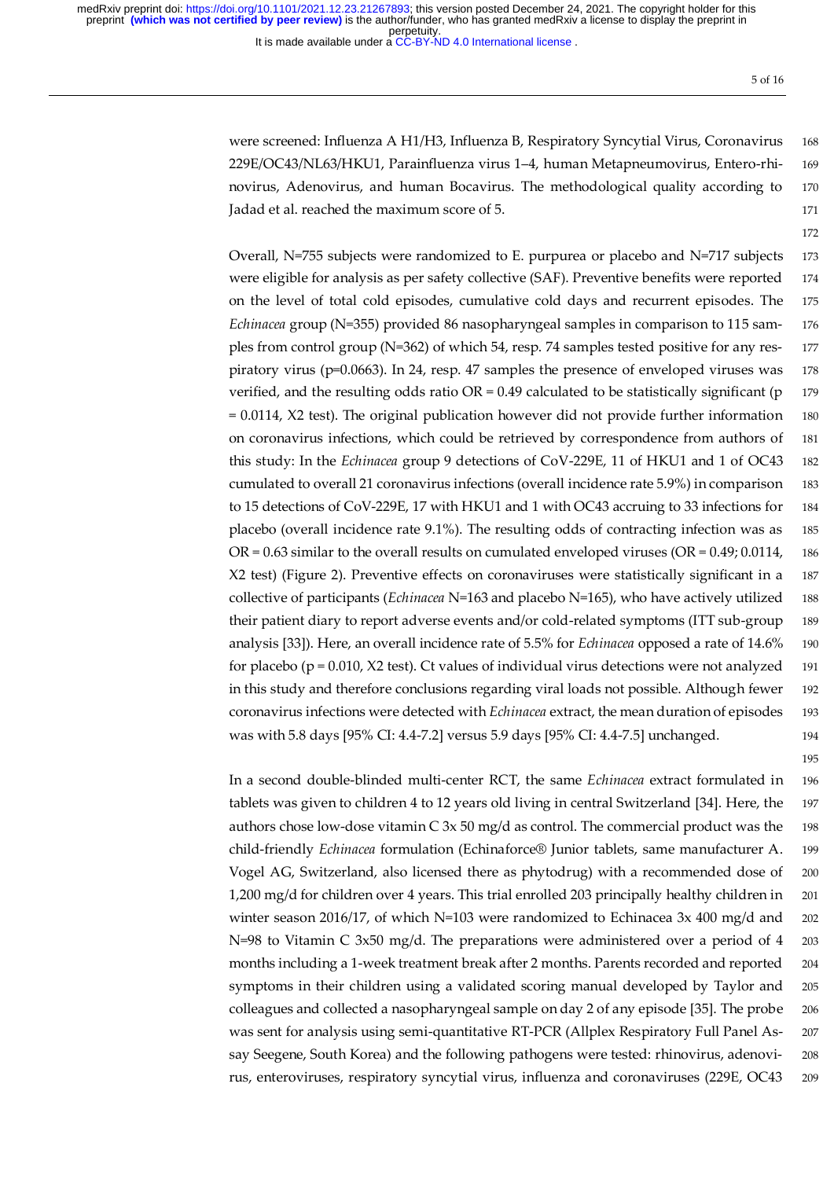were screened: Influenza A H1/H3, Influenza B, Respiratory Syncytial Virus, Coronavirus 229E/OC43/NL63/HKU1, Parainfluenza virus 1–4, human Metapneumovirus, Entero-rhinovirus, Adenovirus, and human Bocavirus. The methodological quality according to Jadad et al. reached the maximum score of 5.

Overall, N=755 subjects were randomized to E. purpurea or placebo and N=717 subjects were eligible for analysis as per safety collective (SAF). Preventive benefits were reported on the level of total cold episodes, cumulative cold days and recurrent episodes. The *Echinacea* group (N=355) provided 86 nasopharyngeal samples in comparison to 115 samples from control group (N=362) of which 54, resp. 74 samples tested positive for any respiratory virus (p=0.0663). In 24, resp. 47 samples the presence of enveloped viruses was verified, and the resulting odds ratio OR = 0.49 calculated to be statistically significant (p = 0.0114, X2 test). The original publication however did not provide further information on coronavirus infections, which could be retrieved by correspondence from authors of this study: In the *Echinacea* group 9 detections of CoV-229E, 11 of HKU1 and 1 of OC43 cumulated to overall 21 coronavirus infections (overall incidence rate 5.9%) in comparison to 15 detections of CoV-229E, 17 with HKU1 and 1 with OC43 accruing to 33 infections for placebo (overall incidence rate 9.1%). The resulting odds of contracting infection was as OR = 0.63 similar to the overall results on cumulated enveloped viruses (OR = 0.49; 0.0114, X2 test) (Figure 2). Preventive effects on coronaviruses were statistically significant in a collective of participants (*Echinacea* N=163 and placebo N=165), who have actively utilized their patient diary to report adverse events and/or cold-related symptoms (ITT sub-group analysis [33]). Here, an overall incidence rate of 5.5% for *Echinacea* opposed a rate of 14.6% for placebo (p = 0.010, X2 test). Ct values of individual virus detections were not analyzed in this study and therefore conclusions regarding viral loads not possible. Although fewer coronavirus infections were detected with *Echinacea* extract, the mean duration of episodes was with 5.8 days [95% CI: 4.4-7.2] versus 5.9 days [95% CI: 4.4-7.5] unchanged.

In a second double-blinded multi-center RCT, the same *Echinacea* extract formulated in tablets was given to children 4 to 12 years old living in central Switzerland [34]. Here, the authors chose low-dose vitamin C 3x 50 mg/d as control. The commercial product was the child-friendly *Echinacea* formulation (Echinaforce® Junior tablets, same manufacturer A. Vogel AG, Switzerland, also licensed there as phytodrug) with a recommended dose of 1,200 mg/d for children over 4 years. This trial enrolled 203 principally healthy children in winter season 2016/17, of which N=103 were randomized to Echinacea 3x 400 mg/d and N=98 to Vitamin C 3x50 mg/d. The preparations were administered over a period of 4 months including a 1-week treatment break after 2 months. Parents recorded and reported symptoms in their children using a validated scoring manual developed by Taylor and colleagues and collected a nasopharyngeal sample on day 2 of any episode [35]. The probe was sent for analysis using semi-quantitative RT-PCR (Allplex Respiratory Full Panel Assay Seegene, South Korea) and the following pathogens were tested: rhinovirus, adenovirus, enteroviruses, respiratory syncytial virus, influenza and coronaviruses (229E, OC43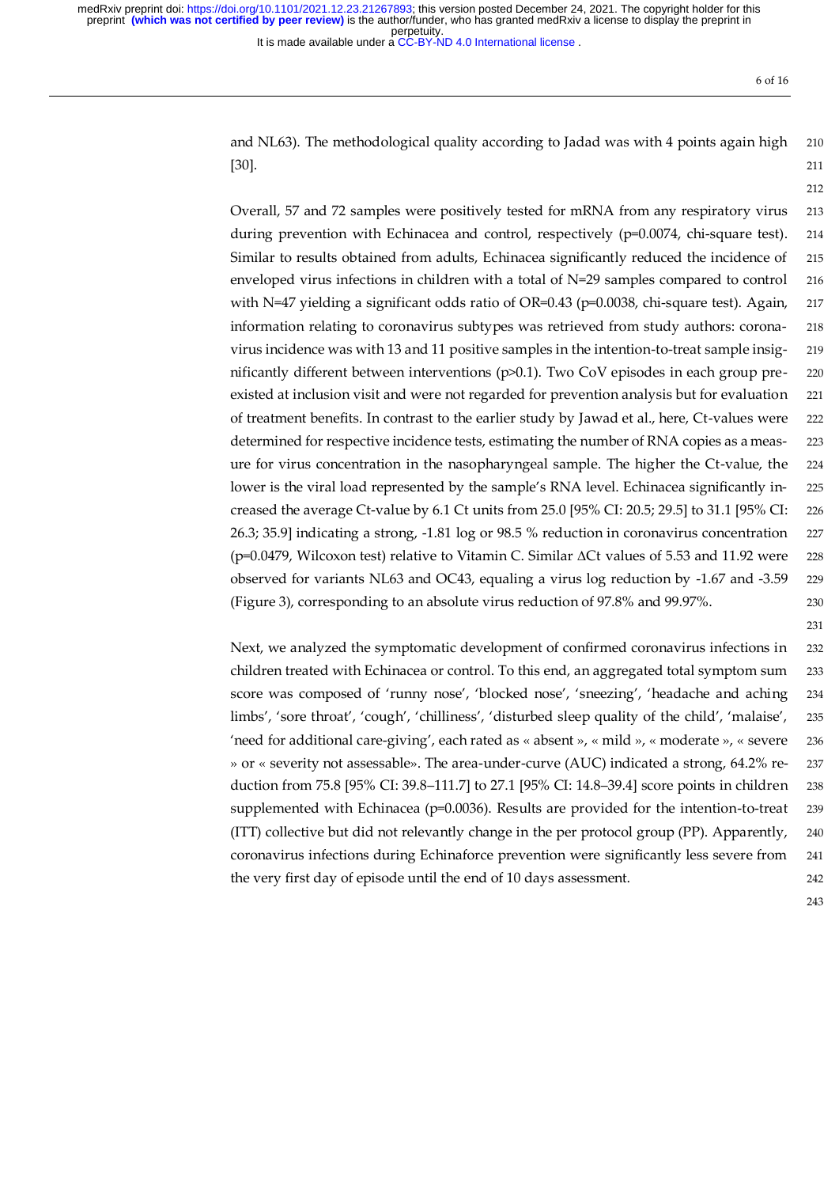and NL63). The methodological quality according to Jadad was with 4 points again high [30].

Overall, 57 and 72 samples were positively tested for mRNA from any respiratory virus during prevention with Echinacea and control, respectively ($p=0.0074$, chi-square test). Similar to results obtained from adults, Echinacea significantly reduced the incidence of enveloped virus infections in children with a total of $N=29$ samples compared to control with $N=47$ yielding a significant odds ratio of $OR=0.43$ ($p=0.0038$, chi-square test). Again, information relating to coronavirus subtypes was retrieved from study authors: coronavirus incidence was with 13 and 11 positive samples in the intention-to-treat sample insignificantly different between interventions ($p>0.1$). Two CoV episodes in each group pre-existed at inclusion visit and were not regarded for prevention analysis but for evaluation of treatment benefits. In contrast to the earlier study by Jawad et al., here, Ct-values were determined for respective incidence tests, estimating the number of RNA copies as a measure for virus concentration in the nasopharyngeal sample. The higher the Ct-value, the lower is the viral load represented by the sample's RNA level. Echinacea significantly increased the average Ct-value by 6.1 Ct units from 25.0 [95% CI: 20.5; 29.5] to 31.1 [95% CI: 26.3; 35.9] indicating a strong, -1.81 log or 98.5 % reduction in coronavirus concentration ($p=0.0479$, Wilcoxon test) relative to Vitamin C. Similar $\Delta$Ct values of 5.53 and 11.92 were observed for variants NL63 and OC43, equaling a virus log reduction by -1.67 and -3.59 (Figure 3), corresponding to an absolute virus reduction of 97.8% and 99.97%.

Next, we analyzed the symptomatic development of confirmed coronavirus infections in children treated with Echinacea or control. To this end, an aggregated total symptom sum score was composed of 'runny nose', 'blocked nose', 'sneezing', 'headache and aching limbs', 'sore throat', 'cough', 'chilliness', 'disturbed sleep quality of the child', 'malaise', 'need for additional care-giving', each rated as « absent », « mild », « moderate », « severe » or « severity not assessable». The area-under-curve (AUC) indicated a strong, 64.2% reduction from 75.8 [95% CI: 39.8–111.7] to 27.1 [95% CI: 14.8–39.4] score points in children supplemented with Echinacea ($p=0.0036$). Results are provided for the intention-to-treat (ITT) collective but did not relevantly change in the per protocol group (PP). Apparently, coronavirus infections during Echinaforce prevention were significantly less severe from the very first day of episode until the end of 10 days assessment.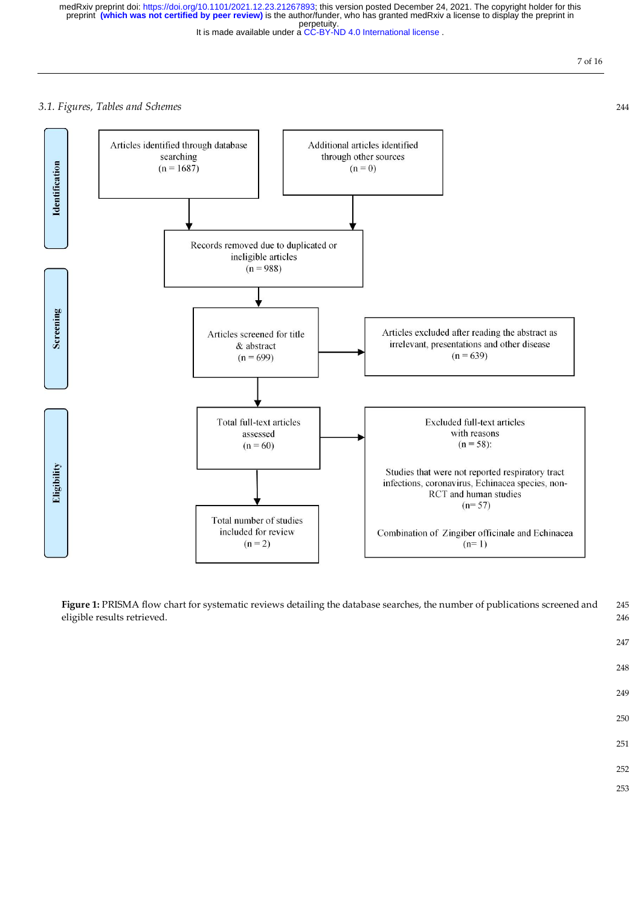### 3.1. Figures, Tables and Schemes

**Identification**

Articles identified through database searching (n = 1687)

Additional articles identified through other sources (n = 0)

Records removed due to duplicated or ineligible articles (n = 988)

**Screening**

Articles screened for title & abstract (n = 699)

Articles excluded after reading the abstract as irrelevant, presentations and other disease (n = 639)

**Eligibility**

Total full-text articles assessed (n = 60)

Excluded full-text articles with reasons (n = 58):

Studies that were not reported respiratory tract infections, coronavirus, Echinacea species, non-RCT and human studies (n= 57)

Combination of Zingiber officinale and Echinacea (n= 1)

Total number of studies included for review (n = 2)

**Figure 1:** PRISMA flow chart for systematic reviews detailing the database searches, the number of publications screened and eligible results retrieved.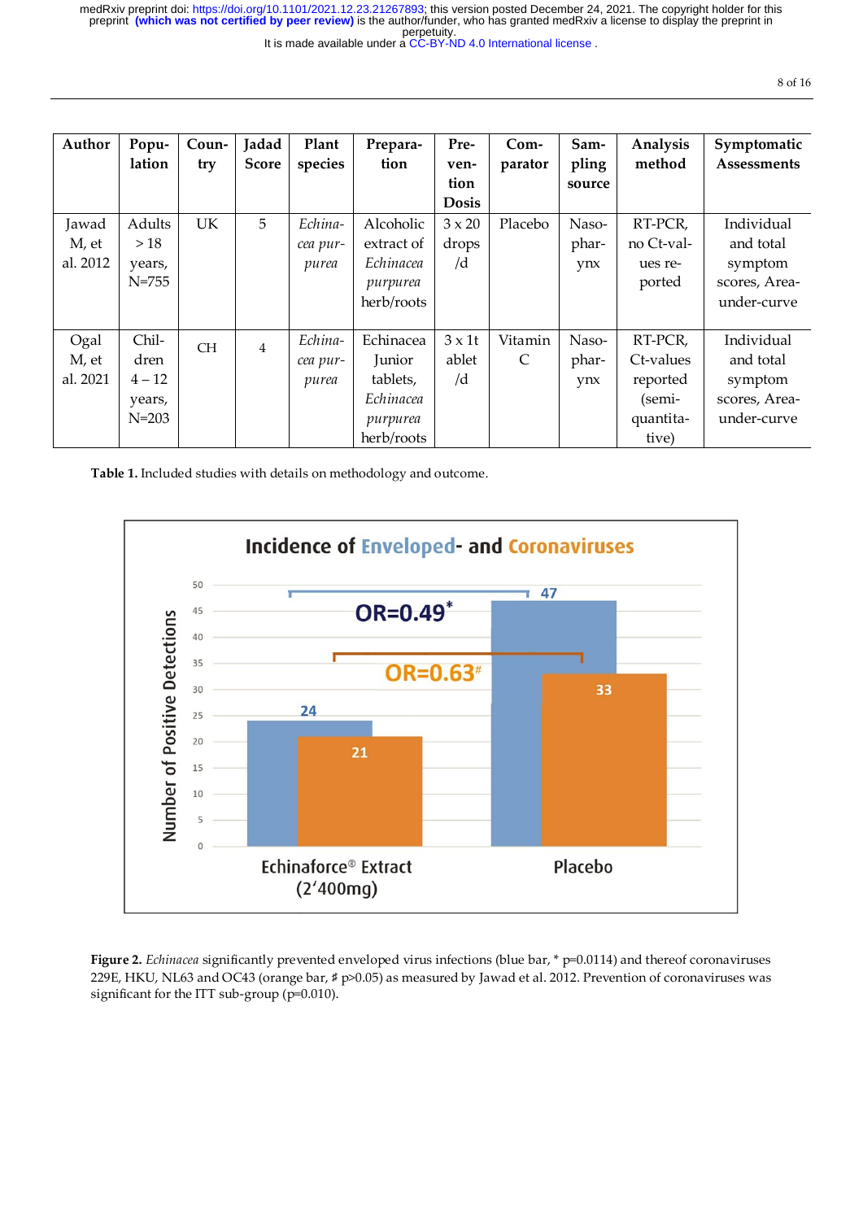| Author | Population | Country | Jadad Score | Plant species | Preparation | Prevention Dosis | Comparator | Sampling source | Analysis method | Symptomatic Assessments |
|---|---|---|---|---|---|---|---|---|---|---|
| Jawad M, et al. 2012 | Adults > 18 years, N=755 | UK | 5 | *Echinacea purpurea* | Alcoholic extract of *Echinacea purpurea* herb/roots | 3 x 20 drops /d | Placebo | Nasopharynx | RT-PCR, no Ct-values reported | Individual and total symptom scores, Area-under-curve |
| Ogal M, et al. 2021 | Children 4 – 12 years, N=203 | CH | 4 | *Echinacea purpurea* | Echinacea Junior tablets, *Echinacea purpurea* herb/roots | 3 x 1tablet /d | Vitamin C | Nasopharynx | RT-PCR, Ct-values reported (semi-quantitative) | Individual and total symptom scores, Area-under-curve |

**Table 1.** Included studies with details on methodology and outcome.

**Figure 2.** *Echinacea* significantly prevented enveloped virus infections (blue bar, * p=0.0114) and thereof coronaviruses 229E, HKU, NL63 and OC43 (orange bar, ♯ p>0.05) as measured by Jawad et al. 2012. Prevention of coronaviruses was significant for the ITT sub-group (p=0.010).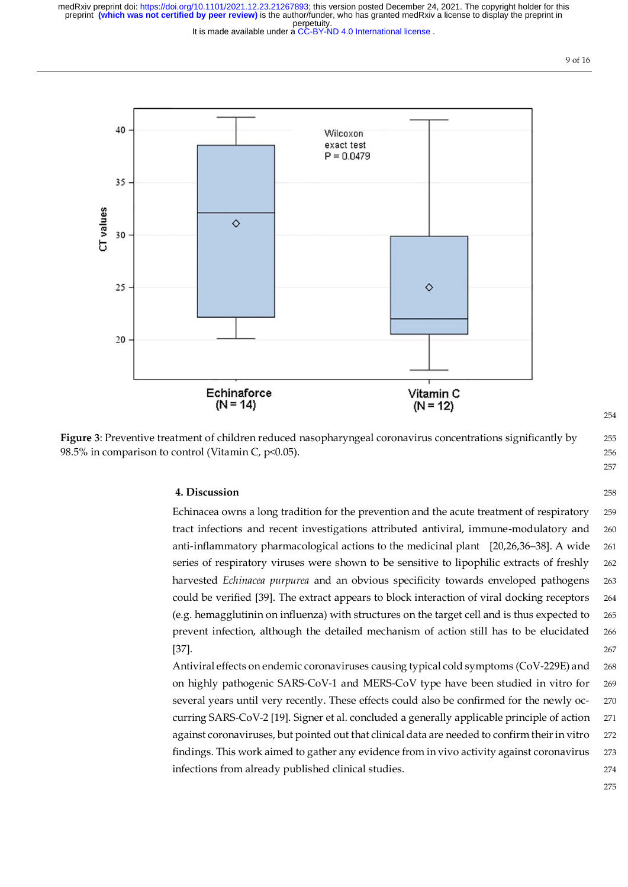Figure 3: Preventive treatment of children reduced nasopharyngeal coronavirus concentrations significantly by 98.5% in comparison to control (Vitamin C, p<0.05).

## 4. Discussion

Echinacea owns a long tradition for the prevention and the acute treatment of respiratory tract infections and recent investigations attributed antiviral, immune-modulatory and anti-inflammatory pharmacological actions to the medicinal plant [20,26,36–38]. A wide series of respiratory viruses were shown to be sensitive to lipophilic extracts of freshly harvested *Echinacea purpurea* and an obvious specificity towards enveloped pathogens could be verified [39]. The extract appears to block interaction of viral docking receptors (e.g. hemagglutinin on influenza) with structures on the target cell and is thus expected to prevent infection, although the detailed mechanism of action still has to be elucidated [37].

Antiviral effects on endemic coronaviruses causing typical cold symptoms (CoV-229E) and on highly pathogenic SARS-CoV-1 and MERS-CoV type have been studied in vitro for several years until very recently. These effects could also be confirmed for the newly occurring SARS-CoV-2 [19]. Signer et al. concluded a generally applicable principle of action against coronaviruses, but pointed out that clinical data are needed to confirm their in vitro findings. This work aimed to gather any evidence from in vivo activity against coronavirus infections from already published clinical studies.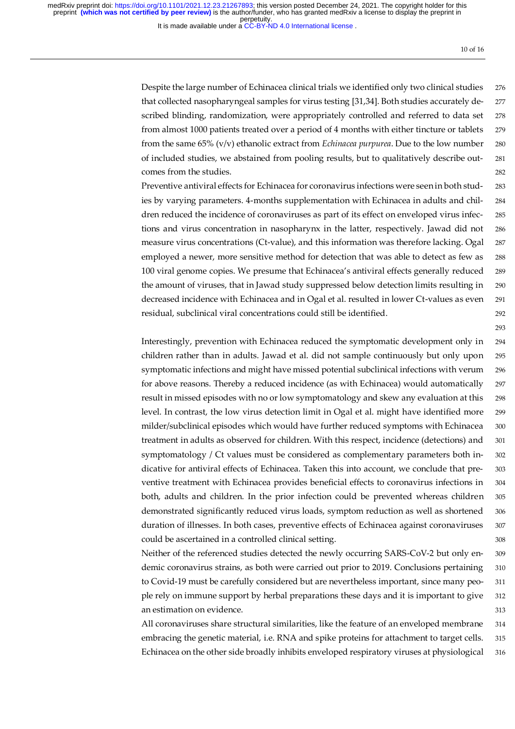Despite the large number of Echinacea clinical trials we identified only two clinical studies that collected nasopharyngeal samples for virus testing [31,34]. Both studies accurately described blinding, randomization, were appropriately controlled and referred to data set from almost 1000 patients treated over a period of 4 months with either tincture or tablets from the same 65% (v/v) ethanolic extract from *Echinacea purpurea*. Due to the low number of included studies, we abstained from pooling results, but to qualitatively describe outcomes from the studies.

Preventive antiviral effects for Echinacea for coronavirus infections were seen in both studies by varying parameters. 4-months supplementation with Echinacea in adults and children reduced the incidence of coronaviruses as part of its effect on enveloped virus infections and virus concentration in nasopharynx in the latter, respectively. Jawad did not measure virus concentrations (Ct-value), and this information was therefore lacking. Ogal employed a newer, more sensitive method for detection that was able to detect as few as 100 viral genome copies. We presume that Echinacea's antiviral effects generally reduced the amount of viruses, that in Jawad study suppressed below detection limits resulting in decreased incidence with Echinacea and in Ogal et al. resulted in lower Ct-values as even residual, subclinical viral concentrations could still be identified.

Interestingly, prevention with Echinacea reduced the symptomatic development only in children rather than in adults. Jawad et al. did not sample continuously but only upon symptomatic infections and might have missed potential subclinical infections with verum for above reasons. Thereby a reduced incidence (as with Echinacea) would automatically result in missed episodes with no or low symptomatology and skew any evaluation at this level. In contrast, the low virus detection limit in Ogal et al. might have identified more milder/subclinical episodes which would have further reduced symptoms with Echinacea treatment in adults as observed for children. With this respect, incidence (detections) and symptomatology / Ct values must be considered as complementary parameters both indicative for antiviral effects of Echinacea. Taken this into account, we conclude that preventive treatment with Echinacea provides beneficial effects to coronavirus infections in both, adults and children. In the prior infection could be prevented whereas children demonstrated significantly reduced virus loads, symptom reduction as well as shortened duration of illnesses. In both cases, preventive effects of Echinacea against coronaviruses could be ascertained in a controlled clinical setting.

Neither of the referenced studies detected the newly occurring SARS-CoV-2 but only endemic coronavirus strains, as both were carried out prior to 2019. Conclusions pertaining to Covid-19 must be carefully considered but are nevertheless important, since many people rely on immune support by herbal preparations these days and it is important to give an estimation on evidence.

All coronaviruses share structural similarities, like the feature of an enveloped membrane embracing the genetic material, i.e. RNA and spike proteins for attachment to target cells. Echinacea on the other side broadly inhibits enveloped respiratory viruses at physiological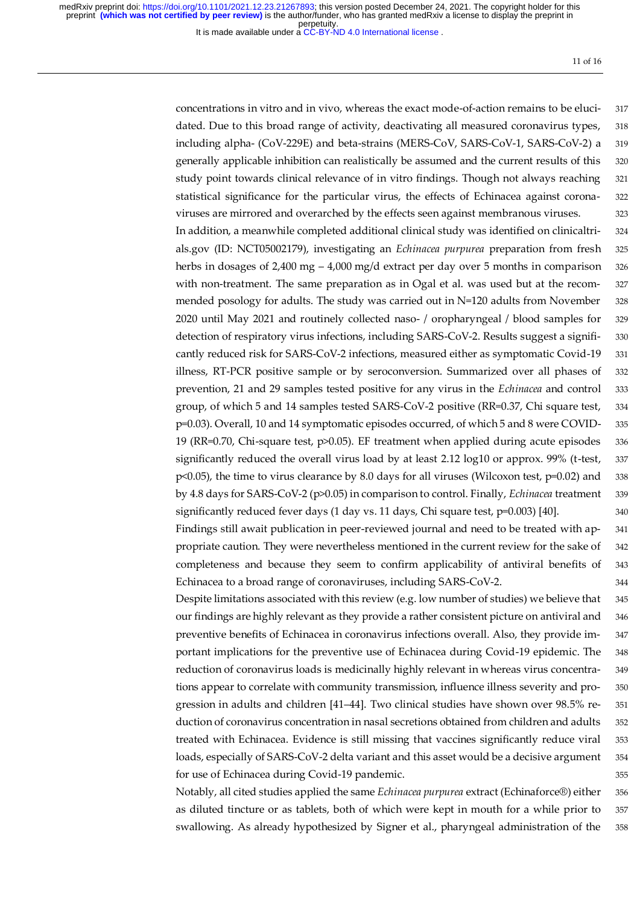concentrations in vitro and in vivo, whereas the exact mode-of-action remains to be elucidated. Due to this broad range of activity, deactivating all measured coronavirus types, including alpha- (CoV-229E) and beta-strains (MERS-CoV, SARS-CoV-1, SARS-CoV-2) a generally applicable inhibition can realistically be assumed and the current results of this study point towards clinical relevance of in vitro findings. Though not always reaching statistical significance for the particular virus, the effects of Echinacea against coronaviruses are mirrored and overarched by the effects seen against membranous viruses.

In addition, a meanwhile completed additional clinical study was identified on clinicaltrials.gov (ID: NCT05002179), investigating an *Echinacea purpurea* preparation from fresh herbs in dosages of 2,400 mg – 4,000 mg/d extract per day over 5 months in comparison with non-treatment. The same preparation as in Ogal et al. was used but at the recommended posology for adults. The study was carried out in N=120 adults from November 2020 until May 2021 and routinely collected naso- / oropharyngeal / blood samples for detection of respiratory virus infections, including SARS-CoV-2. Results suggest a significantly reduced risk for SARS-CoV-2 infections, measured either as symptomatic Covid-19 illness, RT-PCR positive sample or by seroconversion. Summarized over all phases of prevention, 21 and 29 samples tested positive for any virus in the *Echinacea* and control group, of which 5 and 14 samples tested SARS-CoV-2 positive (RR=0.37, Chi square test, $p=0.03$). Overall, 10 and 14 symptomatic episodes occurred, of which 5 and 8 were COVID-19 (RR=0.70, Chi-square test, $p>0.05$). EF treatment when applied during acute episodes significantly reduced the overall virus load by at least 2.12 log10 or approx. 99% (t-test, $p<0.05$), the time to virus clearance by 8.0 days for all viruses (Wilcoxon test, $p=0.02$) and by 4.8 days for SARS-CoV-2 ($p>0.05$) in comparison to control. Finally, *Echinacea* treatment significantly reduced fever days (1 day vs. 11 days, Chi square test, $p=0.003$) [40].

Findings still await publication in peer-reviewed journal and need to be treated with appropriate caution. They were nevertheless mentioned in the current review for the sake of completeness and because they seem to confirm applicability of antiviral benefits of Echinacea to a broad range of coronaviruses, including SARS-CoV-2.

Despite limitations associated with this review (e.g. low number of studies) we believe that our findings are highly relevant as they provide a rather consistent picture on antiviral and preventive benefits of Echinacea in coronavirus infections overall. Also, they provide important implications for the preventive use of Echinacea during Covid-19 epidemic. The reduction of coronavirus loads is medicinally highly relevant in whereas virus concentrations appear to correlate with community transmission, influence illness severity and progression in adults and children [41–44]. Two clinical studies have shown over 98.5% reduction of coronavirus concentration in nasal secretions obtained from children and adults treated with Echinacea. Evidence is still missing that vaccines significantly reduce viral loads, especially of SARS-CoV-2 delta variant and this asset would be a decisive argument for use of Echinacea during Covid-19 pandemic.

Notably, all cited studies applied the same *Echinacea purpurea* extract (Echinaforce®) either as diluted tincture or as tablets, both of which were kept in mouth for a while prior to swallowing. As already hypothesized by Signer et al., pharyngeal administration of the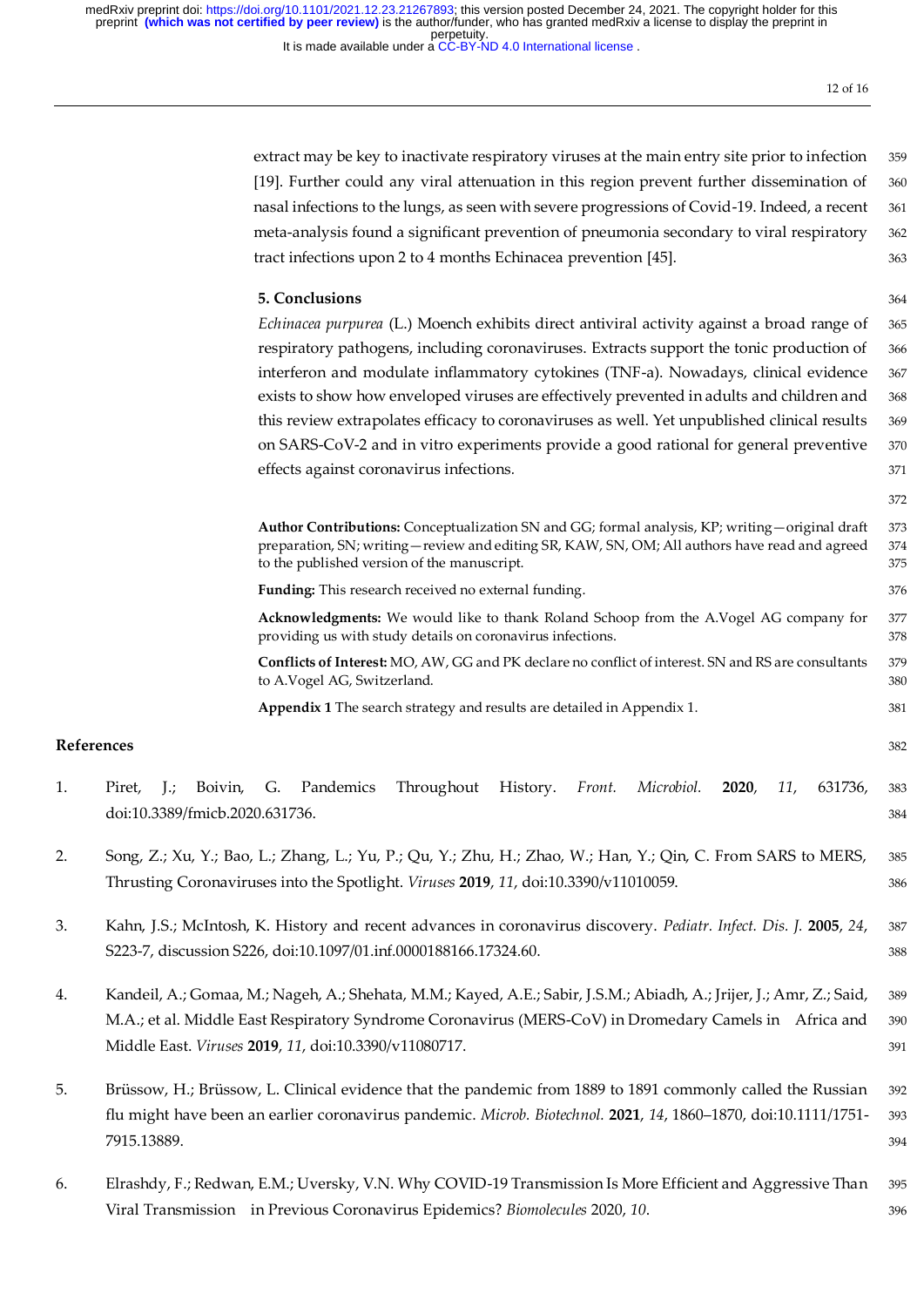extract may be key to inactivate respiratory viruses at the main entry site prior to infection [19]. Further could any viral attenuation in this region prevent further dissemination of nasal infections to the lungs, as seen with severe progressions of Covid-19. Indeed, a recent meta-analysis found a significant prevention of pneumonia secondary to viral respiratory tract infections upon 2 to 4 months Echinacea prevention [45].

## 5. Conclusions

*Echinacea purpurea* (L.) Moench exhibits direct antiviral activity against a broad range of respiratory pathogens, including coronaviruses. Extracts support the tonic production of interferon and modulate inflammatory cytokines (TNF-a). Nowadays, clinical evidence exists to show how enveloped viruses are effectively prevented in adults and children and this review extrapolates efficacy to coronaviruses as well. Yet unpublished clinical results on SARS-CoV-2 and in vitro experiments provide a good rational for general preventive effects against coronavirus infections.

**Author Contributions:** Conceptualization SN and GG; formal analysis, KP; writing—original draft preparation, SN; writing—review and editing SR, KAW, SN, OM; All authors have read and agreed to the published version of the manuscript.

**Funding:** This research received no external funding.

**Acknowledgments:** We would like to thank Roland Schoop from the A.Vogel AG company for providing us with study details on coronavirus infections.

**Conflicts of Interest:** MO, AW, GG and PK declare no conflict of interest. SN and RS are consultants to A.Vogel AG, Switzerland.

**Appendix 1** The search strategy and results are detailed in Appendix 1.

## References

1. Piret, J.; Boivin, G. Pandemics Throughout History. *Front. Microbiol.* **2020**, *11*, 631736, doi:10.3389/fmicb.2020.631736.
2. Song, Z.; Xu, Y.; Bao, L.; Zhang, L.; Yu, P.; Qu, Y.; Zhu, H.; Zhao, W.; Han, Y.; Qin, C. From SARS to MERS, Thrusting Coronaviruses into the Spotlight. *Viruses* **2019**, *11*, doi:10.3390/v11010059.
3. Kahn, J.S.; McIntosh, K. History and recent advances in coronavirus discovery. *Pediatr. Infect. Dis. J.* **2005**, *24*, S223-7, discussion S226, doi:10.1097/01.inf.0000188166.17324.60.
4. Kandeil, A.; Gomaa, M.; Nageh, A.; Shehata, M.M.; Kayed, A.E.; Sabir, J.S.M.; Abiadh, A.; Jrijer, J.; Amr, Z.; Said, M.A.; et al. Middle East Respiratory Syndrome Coronavirus (MERS-CoV) in Dromedary Camels in Africa and Middle East. *Viruses* **2019**, *11*, doi:10.3390/v11080717.
5. Brüssow, H.; Brüssow, L. Clinical evidence that the pandemic from 1889 to 1891 commonly called the Russian flu might have been an earlier coronavirus pandemic. *Microb. Biotechnol.* **2021**, *14*, 1860–1870, doi:10.1111/1751-7915.13889.
6. Elrashdy, F.; Redwan, E.M.; Uversky, V.N. Why COVID-19 Transmission Is More Efficient and Aggressive Than Viral Transmission in Previous Coronavirus Epidemics? *Biomolecules* 2020, *10*.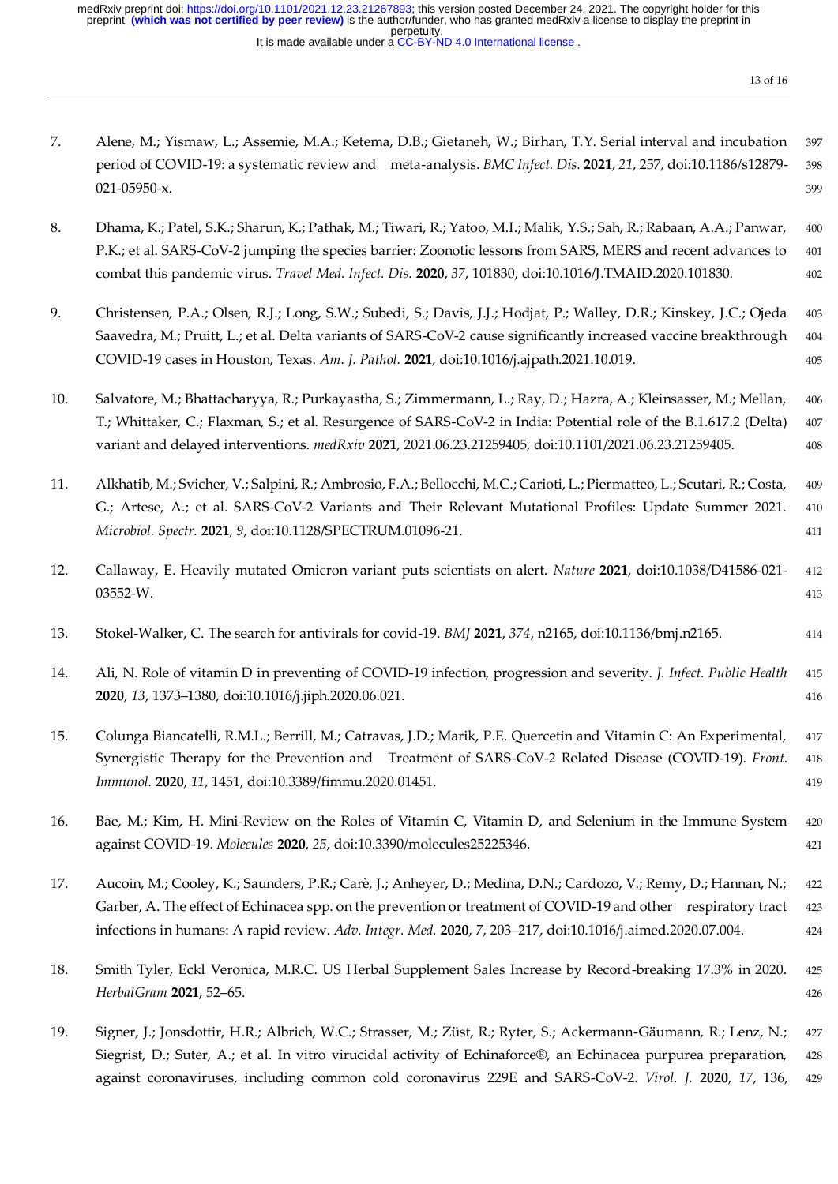7. Alene, M.; Yismaw, L.; Assemie, M.A.; Ketema, D.B.; Gietaneh, W.; Birhan, T.Y. Serial interval and incubation period of COVID-19: a systematic review and meta-analysis. *BMC Infect. Dis.* **2021**, *21*, 257, doi:10.1186/s12879-021-05950-x.

8. Dhama, K.; Patel, S.K.; Sharun, K.; Pathak, M.; Tiwari, R.; Yatoo, M.I.; Malik, Y.S.; Sah, R.; Rabaan, A.A.; Panwar, P.K.; et al. SARS-CoV-2 jumping the species barrier: Zoonotic lessons from SARS, MERS and recent advances to combat this pandemic virus. *Travel Med. Infect. Dis.* **2020**, *37*, 101830, doi:10.1016/J.TMAID.2020.101830.

9. Christensen, P.A.; Olsen, R.J.; Long, S.W.; Subedi, S.; Davis, J.J.; Hodjat, P.; Walley, D.R.; Kinskey, J.C.; Ojeda Saavedra, M.; Pruitt, L.; et al. Delta variants of SARS-CoV-2 cause significantly increased vaccine breakthrough COVID-19 cases in Houston, Texas. *Am. J. Pathol.* **2021**, doi:10.1016/j.ajpath.2021.10.019.

10. Salvatore, M.; Bhattacharyya, R.; Purkayastha, S.; Zimmermann, L.; Ray, D.; Hazra, A.; Kleinsasser, M.; Mellan, T.; Whittaker, C.; Flaxman, S.; et al. Resurgence of SARS-CoV-2 in India: Potential role of the B.1.617.2 (Delta) variant and delayed interventions. *medRxiv* **2021**, 2021.06.23.21259405, doi:10.1101/2021.06.23.21259405.

11. Alkhatib, M.; Svicher, V.; Salpini, R.; Ambrosio, F.A.; Bellocchi, M.C.; Carioti, L.; Piermatteo, L.; Scutari, R.; Costa, G.; Artese, A.; et al. SARS-CoV-2 Variants and Their Relevant Mutational Profiles: Update Summer 2021. *Microbiol. Spectr.* **2021**, *9*, doi:10.1128/SPECTRUM.01096-21.

12. Callaway, E. Heavily mutated Omicron variant puts scientists on alert. *Nature* **2021**, doi:10.1038/D41586-021-03552-W.

13. Stokel-Walker, C. The search for antivirals for covid-19. *BMJ* **2021**, *374*, n2165, doi:10.1136/bmj.n2165.

14. Ali, N. Role of vitamin D in preventing of COVID-19 infection, progression and severity. *J. Infect. Public Health* **2020**, *13*, 1373–1380, doi:10.1016/j.jiph.2020.06.021.

15. Colunga Biancatelli, R.M.L.; Berrill, M.; Catravas, J.D.; Marik, P.E. Quercetin and Vitamin C: An Experimental, Synergistic Therapy for the Prevention and Treatment of SARS-CoV-2 Related Disease (COVID-19). *Front. Immunol.* **2020**, *11*, 1451, doi:10.3389/fimmu.2020.01451.

16. Bae, M.; Kim, H. Mini-Review on the Roles of Vitamin C, Vitamin D, and Selenium in the Immune System against COVID-19. *Molecules* **2020**, *25*, doi:10.3390/molecules25225346.

17. Aucoin, M.; Cooley, K.; Saunders, P.R.; Carè, J.; Anheyer, D.; Medina, D.N.; Cardozo, V.; Remy, D.; Hannan, N.; Garber, A. The effect of Echinacea spp. on the prevention or treatment of COVID-19 and other respiratory tract infections in humans: A rapid review. *Adv. Integr. Med.* **2020**, *7*, 203–217, doi:10.1016/j.aimed.2020.07.004.

18. Smith Tyler, Eckl Veronica, M.R.C. US Herbal Supplement Sales Increase by Record-breaking 17.3% in 2020. *HerbalGram* **2021**, 52–65.

19. Signer, J.; Jonsdottir, H.R.; Albrich, W.C.; Strasser, M.; Züst, R.; Ryter, S.; Ackermann-Gäumann, R.; Lenz, N.; Siegrist, D.; Suter, A.; et al. In vitro virucidal activity of Echinaforce®, an Echinacea purpurea preparation, against coronaviruses, including common cold coronavirus 229E and SARS-CoV-2. *Virol. J.* **2020**, *17*, 136,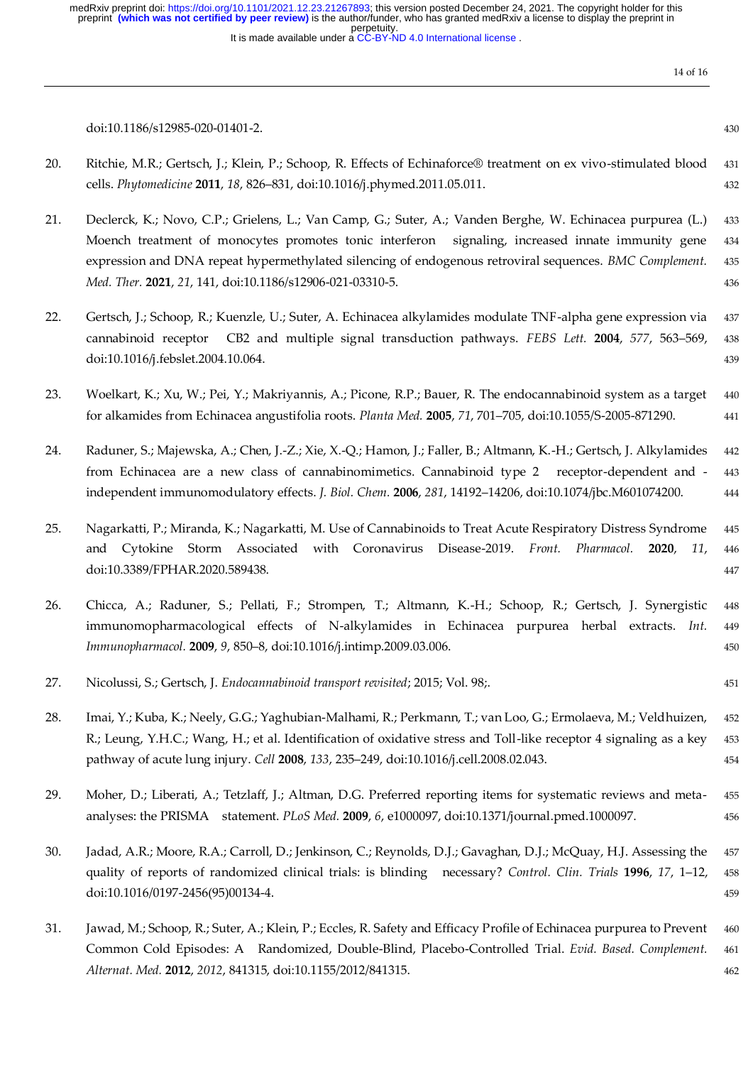doi:10.1186/s12985-020-01401-2.

20. Ritchie, M.R.; Gertsch, J.; Klein, P.; Schoop, R. Effects of Echinaforce® treatment on ex vivo-stimulated blood cells. *Phytomedicine* **2011**, *18*, 826–831, doi:10.1016/j.phymed.2011.05.011.

21. Declerck, K.; Novo, C.P.; Grielens, L.; Van Camp, G.; Suter, A.; Vanden Berghe, W. Echinacea purpurea (L.) Moench treatment of monocytes promotes tonic interferon signaling, increased innate immunity gene expression and DNA repeat hypermethylated silencing of endogenous retroviral sequences. *BMC Complement. Med. Ther.* **2021**, *21*, 141, doi:10.1186/s12906-021-03310-5.

22. Gertsch, J.; Schoop, R.; Kuenzle, U.; Suter, A. Echinacea alkylamides modulate TNF-alpha gene expression via cannabinoid receptor CB2 and multiple signal transduction pathways. *FEBS Lett.* **2004**, *577*, 563–569, doi:10.1016/j.febslet.2004.10.064.

23. Woelkart, K.; Xu, W.; Pei, Y.; Makriyannis, A.; Picone, R.P.; Bauer, R. The endocannabinoid system as a target for alkamides from Echinacea angustifolia roots. *Planta Med.* **2005**, *71*, 701–705, doi:10.1055/S-2005-871290.

24. Raduner, S.; Majewska, A.; Chen, J.-Z.; Xie, X.-Q.; Hamon, J.; Faller, B.; Altmann, K.-H.; Gertsch, J. Alkylamides from Echinacea are a new class of cannabinomimetics. Cannabinoid type 2 receptor-dependent and -independent immunomodulatory effects. *J. Biol. Chem.* **2006**, *281*, 14192–14206, doi:10.1074/jbc.M601074200.

25. Nagarkatti, P.; Miranda, K.; Nagarkatti, M. Use of Cannabinoids to Treat Acute Respiratory Distress Syndrome and Cytokine Storm Associated with Coronavirus Disease-2019. *Front. Pharmacol.* **2020**, *11*, doi:10.3389/FPHAR.2020.589438.

26. Chicca, A.; Raduner, S.; Pellati, F.; Strompen, T.; Altmann, K.-H.; Schoop, R.; Gertsch, J. Synergistic immunomopharmacological effects of N-alkylamides in Echinacea purpurea herbal extracts. *Int. Immunopharmacol.* **2009**, *9*, 850–8, doi:10.1016/j.intimp.2009.03.006.

27. Nicolussi, S.; Gertsch, J. *Endocannabinoid transport revisited*; 2015; Vol. 98;.

28. Imai, Y.; Kuba, K.; Neely, G.G.; Yaghubian-Malhami, R.; Perkmann, T.; van Loo, G.; Ermolaeva, M.; Veldhuizen, R.; Leung, Y.H.C.; Wang, H.; et al. Identification of oxidative stress and Toll-like receptor 4 signaling as a key pathway of acute lung injury. *Cell* **2008**, *133*, 235–249, doi:10.1016/j.cell.2008.02.043.

29. Moher, D.; Liberati, A.; Tetzlaff, J.; Altman, D.G. Preferred reporting items for systematic reviews and meta-analyses: the PRISMA statement. *PLoS Med.* **2009**, *6*, e1000097, doi:10.1371/journal.pmed.1000097.

30. Jadad, A.R.; Moore, R.A.; Carroll, D.; Jenkinson, C.; Reynolds, D.J.; Gavaghan, D.J.; McQuay, H.J. Assessing the quality of reports of randomized clinical trials: is blinding necessary? *Control. Clin. Trials* **1996**, *17*, 1–12, doi:10.1016/0197-2456(95)00134-4.

31. Jawad, M.; Schoop, R.; Suter, A.; Klein, P.; Eccles, R. Safety and Efficacy Profile of Echinacea purpurea to Prevent Common Cold Episodes: A Randomized, Double-Blind, Placebo-Controlled Trial. *Evid. Based. Complement. Alternat. Med.* **2012**, *2012*, 841315, doi:10.1155/2012/841315.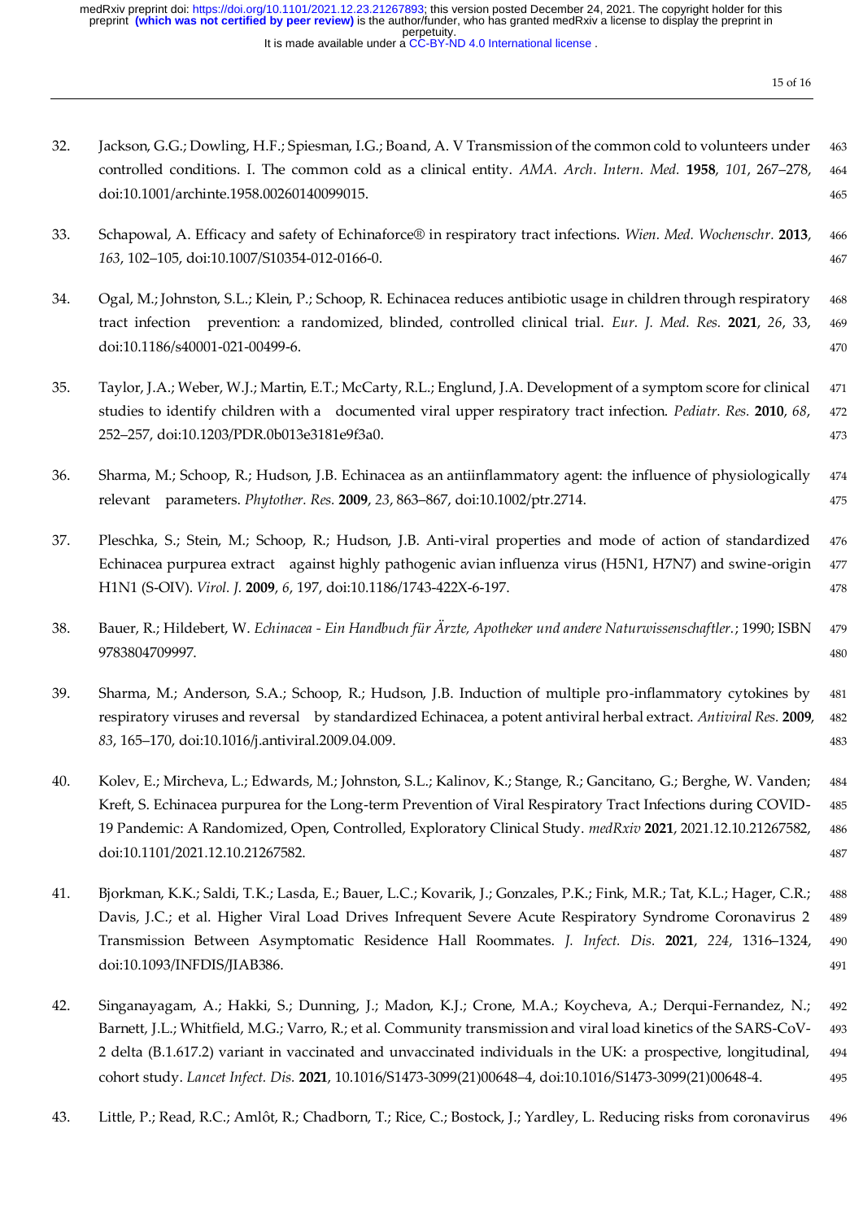32. Jackson, G.G.; Dowling, H.F.; Spiesman, I.G.; Boand, A. V Transmission of the common cold to volunteers under controlled conditions. I. The common cold as a clinical entity. *AMA. Arch. Intern. Med.* **1958**, *101*, 267–278, doi:10.1001/archinte.1958.00260140099015.

33. Schapowal, A. Efficacy and safety of Echinaforce® in respiratory tract infections. *Wien. Med. Wochenschr.* **2013**, *163*, 102–105, doi:10.1007/S10354-012-0166-0.

34. Ogal, M.; Johnston, S.L.; Klein, P.; Schoop, R. Echinacea reduces antibiotic usage in children through respiratory tract infection prevention: a randomized, blinded, controlled clinical trial. *Eur. J. Med. Res.* **2021**, *26*, 33, doi:10.1186/s40001-021-00499-6.

35. Taylor, J.A.; Weber, W.J.; Martin, E.T.; McCarty, R.L.; Englund, J.A. Development of a symptom score for clinical studies to identify children with a documented viral upper respiratory tract infection. *Pediatr. Res.* **2010**, *68*, 252–257, doi:10.1203/PDR.0b013e3181e9f3a0.

36. Sharma, M.; Schoop, R.; Hudson, J.B. Echinacea as an antiinflammatory agent: the influence of physiologically relevant parameters. *Phytother. Res.* **2009**, *23*, 863–867, doi:10.1002/ptr.2714.

37. Pleschka, S.; Stein, M.; Schoop, R.; Hudson, J.B. Anti-viral properties and mode of action of standardized Echinacea purpurea extract against highly pathogenic avian influenza virus (H5N1, H7N7) and swine-origin H1N1 (S-OIV). *Virol. J.* **2009**, *6*, 197, doi:10.1186/1743-422X-6-197.

38. Bauer, R.; Hildebert, W. *Echinacea - Ein Handbuch für Ärzte, Apotheker und andere Naturwissenschaftler.*; 1990; ISBN 9783804709997.

39. Sharma, M.; Anderson, S.A.; Schoop, R.; Hudson, J.B. Induction of multiple pro-inflammatory cytokines by respiratory viruses and reversal by standardized Echinacea, a potent antiviral herbal extract. *Antiviral Res.* **2009**, *83*, 165–170, doi:10.1016/j.antiviral.2009.04.009.

40. Kolev, E.; Mircheva, L.; Edwards, M.; Johnston, S.L.; Kalinov, K.; Stange, R.; Gancitano, G.; Berghe, W. Vanden; Kreft, S. Echinacea purpurea for the Long-term Prevention of Viral Respiratory Tract Infections during COVID-19 Pandemic: A Randomized, Open, Controlled, Exploratory Clinical Study. *medRxiv* **2021**, 2021.12.10.21267582, doi:10.1101/2021.12.10.21267582.

41. Bjorkman, K.K.; Saldi, T.K.; Lasda, E.; Bauer, L.C.; Kovarik, J.; Gonzales, P.K.; Fink, M.R.; Tat, K.L.; Hager, C.R.; Davis, J.C.; et al. Higher Viral Load Drives Infrequent Severe Acute Respiratory Syndrome Coronavirus 2 Transmission Between Asymptomatic Residence Hall Roommates. *J. Infect. Dis.* **2021**, *224*, 1316–1324, doi:10.1093/INFDIS/JIAB386.

42. Singanayagam, A.; Hakki, S.; Dunning, J.; Madon, K.J.; Crone, M.A.; Koycheva, A.; Derqui-Fernandez, N.; Barnett, J.L.; Whitfield, M.G.; Varro, R.; et al. Community transmission and viral load kinetics of the SARS-CoV-2 delta (B.1.617.2) variant in vaccinated and unvaccinated individuals in the UK: a prospective, longitudinal, cohort study. *Lancet Infect. Dis.* **2021**, 10.1016/S1473-3099(21)00648–4, doi:10.1016/S1473-3099(21)00648-4.

43. Little, P.; Read, R.C.; Amlôt, R.; Chadborn, T.; Rice, C.; Bostock, J.; Yardley, L. Reducing risks from coronavirus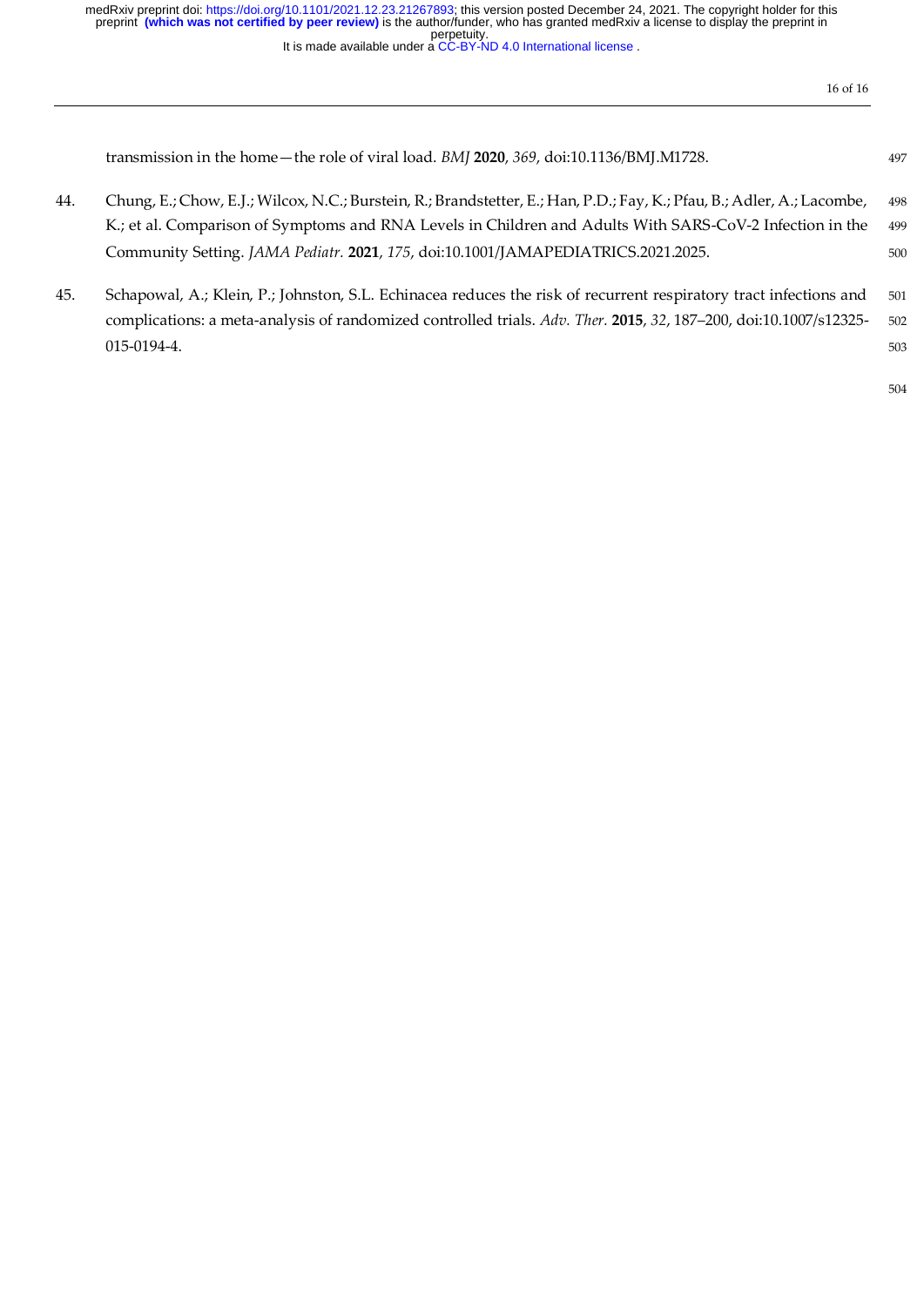transmission in the home—the role of viral load. *BMJ* **2020**, *369*, doi:10.1136/BMJ.M1728.

44. Chung, E.; Chow, E.J.; Wilcox, N.C.; Burstein, R.; Brandstetter, E.; Han, P.D.; Fay, K.; Pfau, B.; Adler, A.; Lacombe, K.; et al. Comparison of Symptoms and RNA Levels in Children and Adults With SARS-CoV-2 Infection in the Community Setting. *JAMA Pediatr.* **2021**, *175*, doi:10.1001/JAMAPEDIATRICS.2021.2025.
45. Schapowal, A.; Klein, P.; Johnston, S.L. Echinacea reduces the risk of recurrent respiratory tract infections and complications: a meta-analysis of randomized controlled trials. *Adv. Ther.* **2015**, *32*, 187–200, doi:10.1007/s12325-015-0194-4.